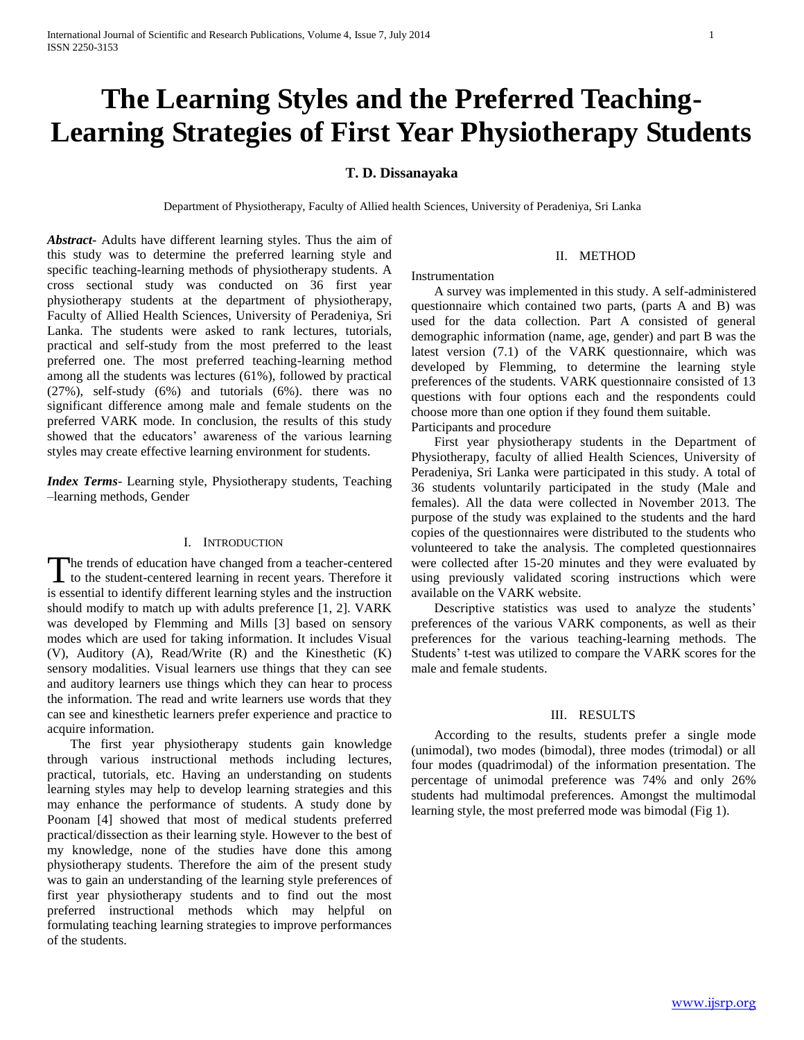# The Learning Styles and the Preferred Teaching-Learning Strategies of First Year Physiotherapy Students

**T. D. Dissanayaka**

Department of Physiotherapy, Faculty of Allied health Sciences, University of Peradeniya, Sri Lanka

***Abstract-*** Adults have different learning styles. Thus the aim of this study was to determine the preferred learning style and specific teaching-learning methods of physiotherapy students. A cross sectional study was conducted on 36 first year physiotherapy students at the department of physiotherapy, Faculty of Allied Health Sciences, University of Peradeniya, Sri Lanka. The students were asked to rank lectures, tutorials, practical and self-study from the most preferred to the least preferred one. The most preferred teaching-learning method among all the students was lectures (61%), followed by practical (27%), self-study (6%) and tutorials (6%). there was no significant difference among male and female students on the preferred VARK mode. In conclusion, the results of this study showed that the educators' awareness of the various learning styles may create effective learning environment for students.

***Index Terms-*** Learning style, Physiotherapy students, Teaching –learning methods, Gender

## I. Introduction

The trends of education have changed from a teacher-centered to the student-centered learning in recent years. Therefore it is essential to identify different learning styles and the instruction should modify to match up with adults preference [1, 2]. VARK was developed by Flemming and Mills [3] based on sensory modes which are used for taking information. It includes Visual (V), Auditory (A), Read/Write (R) and the Kinesthetic (K) sensory modalities. Visual learners use things that they can see and auditory learners use things which they can hear to process the information. The read and write learners use words that they can see and kinesthetic learners prefer experience and practice to acquire information.

The first year physiotherapy students gain knowledge through various instructional methods including lectures, practical, tutorials, etc. Having an understanding on students learning styles may help to develop learning strategies and this may enhance the performance of students. A study done by Poonam [4] showed that most of medical students preferred practical/dissection as their learning style. However to the best of my knowledge, none of the studies have done this among physiotherapy students. Therefore the aim of the present study was to gain an understanding of the learning style preferences of first year physiotherapy students and to find out the most preferred instructional methods which may helpful on formulating teaching learning strategies to improve performances of the students.

## II. Method

Instrumentation

A survey was implemented in this study. A self-administered questionnaire which contained two parts, (parts A and B) was used for the data collection. Part A consisted of general demographic information (name, age, gender) and part B was the latest version (7.1) of the VARK questionnaire, which was developed by Flemming, to determine the learning style preferences of the students. VARK questionnaire consisted of 13 questions with four options each and the respondents could choose more than one option if they found them suitable.

Participants and procedure

First year physiotherapy students in the Department of Physiotherapy, faculty of allied Health Sciences, University of Peradeniya, Sri Lanka were participated in this study. A total of 36 students voluntarily participated in the study (Male and females). All the data were collected in November 2013. The purpose of the study was explained to the students and the hard copies of the questionnaires were distributed to the students who volunteered to take the analysis. The completed questionnaires were collected after 15-20 minutes and they were evaluated by using previously validated scoring instructions which were available on the VARK website.

Descriptive statistics was used to analyze the students' preferences of the various VARK components, as well as their preferences for the various teaching-learning methods. The Students' t-test was utilized to compare the VARK scores for the male and female students.

## III. Results

According to the results, students prefer a single mode (unimodal), two modes (bimodal), three modes (trimodal) or all four modes (quadrimodal) of the information presentation. The percentage of unimodal preference was 74% and only 26% students had multimodal preferences. Amongst the multimodal learning style, the most preferred mode was bimodal (Fig 1).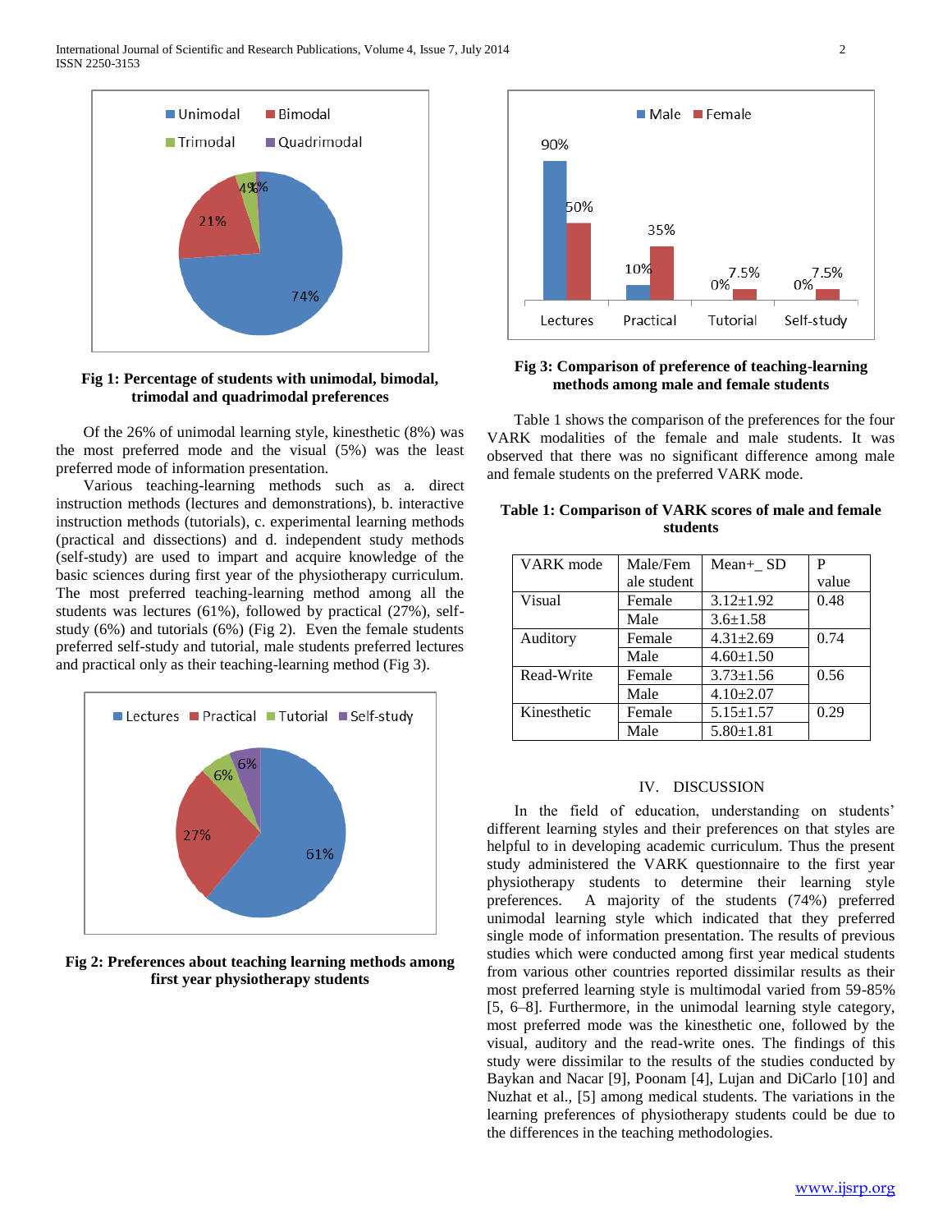**Fig 1: Percentage of students with unimodal, bimodal, trimodal and quadrimodal preferences**

Of the 26% of unimodal learning style, kinesthetic (8%) was the most preferred mode and the visual (5%) was the least preferred mode of information presentation.

Various teaching-learning methods such as a. direct instruction methods (lectures and demonstrations), b. interactive instruction methods (tutorials), c. experimental learning methods (practical and dissections) and d. independent study methods (self-study) are used to impart and acquire knowledge of the basic sciences during first year of the physiotherapy curriculum. The most preferred teaching-learning method among all the students was lectures (61%), followed by practical (27%), self-study (6%) and tutorials (6%) (Fig 2). Even the female students preferred self-study and tutorial, male students preferred lectures and practical only as their teaching-learning method (Fig 3).

**Fig 2: Preferences about teaching learning methods among first year physiotherapy students**

**Fig 3: Comparison of preference of teaching-learning methods among male and female students**

Table 1 shows the comparison of the preferences for the four VARK modalities of the female and male students. It was observed that there was no significant difference among male and female students on the preferred VARK mode.

**Table 1: Comparison of VARK scores of male and female students**

| VARK mode | Male/Female student | Mean+_ SD | P value |
|---|---|---|---|
| Visual | Female | 3.12±1.92 | 0.48 |
| | Male | 3.6±1.58 | |
| Auditory | Female | 4.31±2.69 | 0.74 |
| | Male | 4.60±1.50 | |
| Read-Write | Female | 3.73±1.56 | 0.56 |
| | Male | 4.10±2.07 | |
| Kinesthetic | Female | 5.15±1.57 | 0.29 |
| | Male | 5.80±1.81 | |

## IV. DISCUSSION

In the field of education, understanding on students' different learning styles and their preferences on that styles are helpful to in developing academic curriculum. Thus the present study administered the VARK questionnaire to the first year physiotherapy students to determine their learning style preferences. A majority of the students (74%) preferred unimodal learning style which indicated that they preferred single mode of information presentation. The results of previous studies which were conducted among first year medical students from various other countries reported dissimilar results as their most preferred learning style is multimodal varied from 59-85% [5, 6–8]. Furthermore, in the unimodal learning style category, most preferred mode was the kinesthetic one, followed by the visual, auditory and the read-write ones. The findings of this study were dissimilar to the results of the studies conducted by Baykan and Nacar [9], Poonam [4], Lujan and DiCarlo [10] and Nuzhat et al., [5] among medical students. The variations in the learning preferences of physiotherapy students could be due to the differences in the teaching methodologies.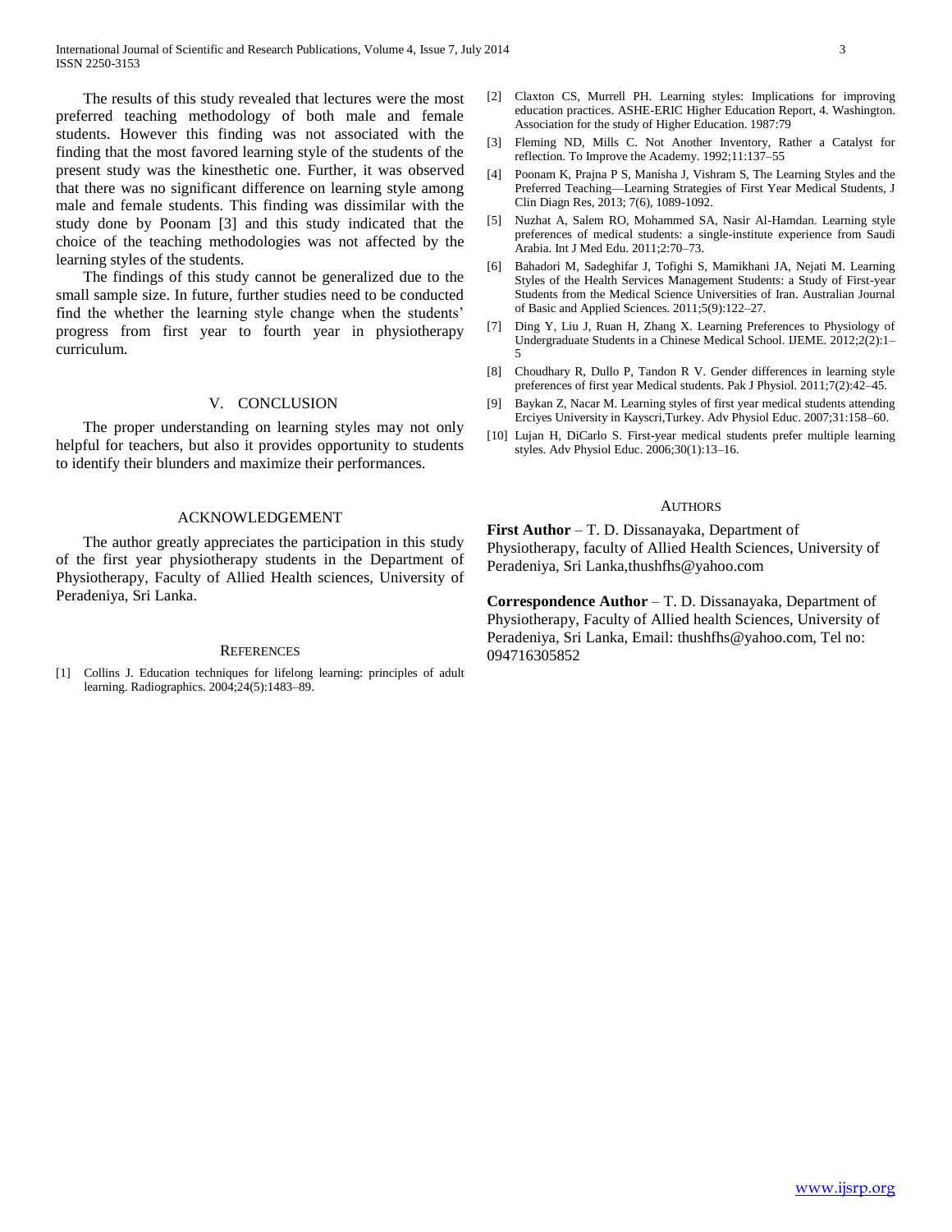The results of this study revealed that lectures were the most preferred teaching methodology of both male and female students. However this finding was not associated with the finding that the most favored learning style of the students of the present study was the kinesthetic one. Further, it was observed that there was no significant difference on learning style among male and female students. This finding was dissimilar with the study done by Poonam [3] and this study indicated that the choice of the teaching methodologies was not affected by the learning styles of the students.

The findings of this study cannot be generalized due to the small sample size. In future, further studies need to be conducted find the whether the learning style change when the students' progress from first year to fourth year in physiotherapy curriculum.

## V. CONCLUSION

The proper understanding on learning styles may not only helpful for teachers, but also it provides opportunity to students to identify their blunders and maximize their performances.

## ACKNOWLEDGEMENT

The author greatly appreciates the participation in this study of the first year physiotherapy students in the Department of Physiotherapy, Faculty of Allied Health sciences, University of Peradeniya, Sri Lanka.

## REFERENCES

[1] Collins J. Education techniques for lifelong learning: principles of adult learning. Radiographics. 2004;24(5):1483–89.

[2] Claxton CS, Murrell PH. Learning styles: Implications for improving education practices. ASHE-ERIC Higher Education Report, 4. Washington. Association for the study of Higher Education. 1987:79

[3] Fleming ND, Mills C. Not Another Inventory, Rather a Catalyst for reflection. To Improve the Academy. 1992;11:137–55

[4] Poonam K, Prajna P S, Manisha J, Vishram S, The Learning Styles and the Preferred Teaching—Learning Strategies of First Year Medical Students, J Clin Diagn Res, 2013; 7(6), 1089-1092.

[5] Nuzhat A, Salem RO, Mohammed SA, Nasir Al-Hamdan. Learning style preferences of medical students: a single-institute experience from Saudi Arabia. Int J Med Edu. 2011;2:70–73.

[6] Bahadori M, Sadeghifar J, Tofighi S, Mamikhani JA, Nejati M. Learning Styles of the Health Services Management Students: a Study of First-year Students from the Medical Science Universities of Iran. Australian Journal of Basic and Applied Sciences. 2011;5(9):122–27.

[7] Ding Y, Liu J, Ruan H, Zhang X. Learning Preferences to Physiology of Undergraduate Students in a Chinese Medical School. IJEME. 2012;2(2):1–5

[8] Choudhary R, Dullo P, Tandon R V. Gender differences in learning style preferences of first year Medical students. Pak J Physiol. 2011;7(2):42–45.

[9] Baykan Z, Nacar M. Learning styles of first year medical students attending Erciyes University in Kayscri,Turkey. Adv Physiol Educ. 2007;31:158–60.

[10] Lujan H, DiCarlo S. First-year medical students prefer multiple learning styles. Adv Physiol Educ. 2006;30(1):13–16.

## AUTHORS

**First Author** – T. D. Dissanayaka, Department of Physiotherapy, faculty of Allied Health Sciences, University of Peradeniya, Sri Lanka,thushfhs@yahoo.com

**Correspondence Author** – T. D. Dissanayaka, Department of Physiotherapy, Faculty of Allied health Sciences, University of Peradeniya, Sri Lanka, Email: thushfhs@yahoo.com, Tel no: 094716305852